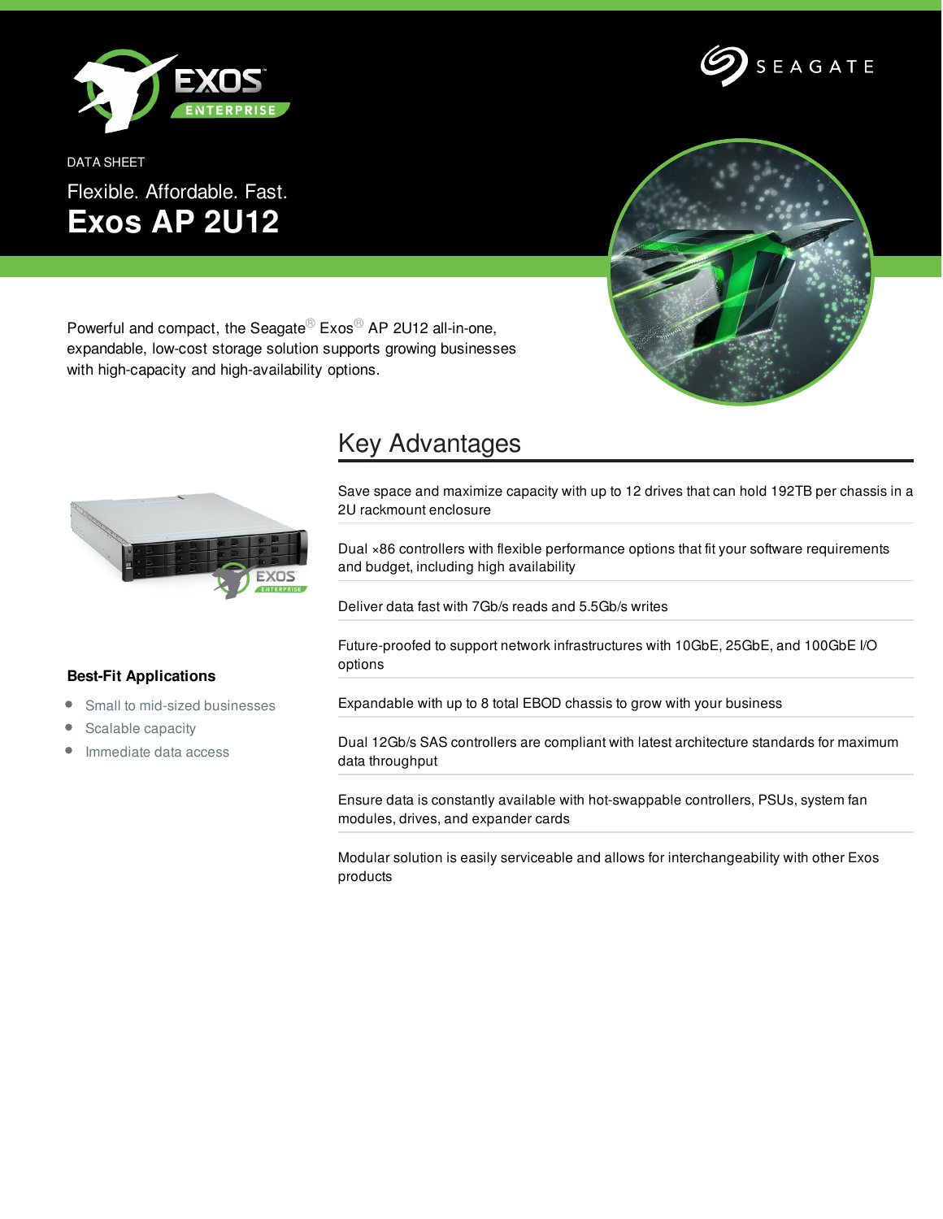DATA SHEET

Flexible. Affordable. Fast.

# Exos AP 2U12

Powerful and compact, the Seagate® Exos® AP 2U12 all-in-one, expandable, low-cost storage solution supports growing businesses with high-capacity and high-availability options.

## Key Advantages

Save space and maximize capacity with up to 12 drives that can hold 192TB per chassis in a 2U rackmount enclosure

Dual ×86 controllers with flexible performance options that fit your software requirements and budget, including high availability

Deliver data fast with 7Gb/s reads and 5.5Gb/s writes

Future-proofed to support network infrastructures with 10GbE, 25GbE, and 100GbE I/O options

Expandable with up to 8 total EBOD chassis to grow with your business

Dual 12Gb/s SAS controllers are compliant with latest architecture standards for maximum data throughput

Ensure data is constantly available with hot-swappable controllers, PSUs, system fan modules, drives, and expander cards

Modular solution is easily serviceable and allows for interchangeability with other Exos products

### Best-Fit Applications

- Small to mid-sized businesses
- Scalable capacity
- Immediate data access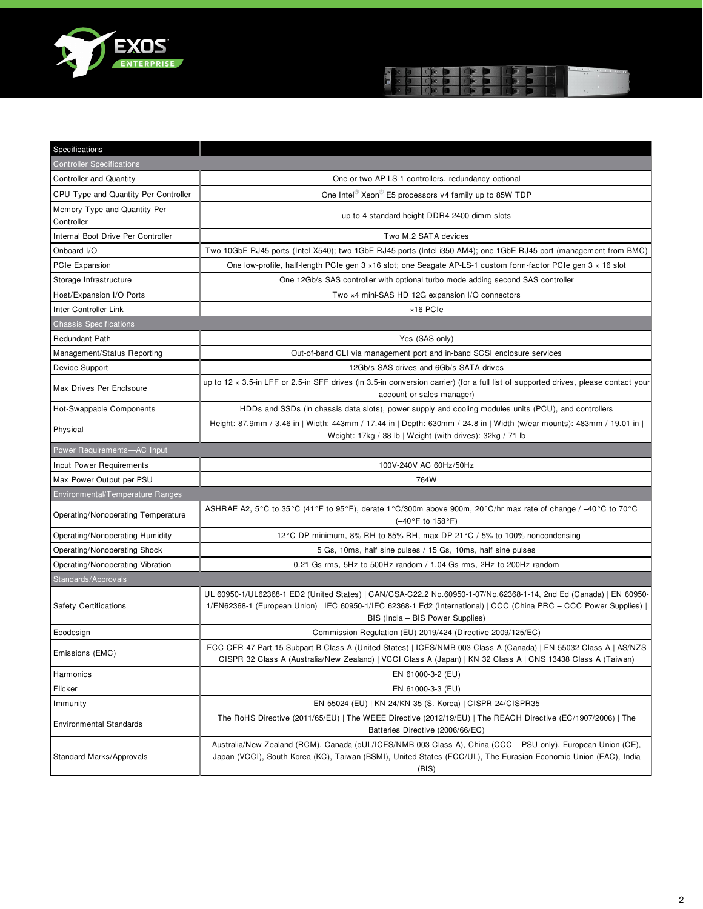| Specifications | |
|---|---|
| **Controller Specifications** | |
| Controller and Quantity | One or two AP-LS-1 controllers, redundancy optional |
| CPU Type and Quantity Per Controller | One Intel® Xeon® E5 processors v4 family up to 85W TDP |
| Memory Type and Quantity Per Controller | up to 4 standard-height DDR4-2400 dimm slots |
| Internal Boot Drive Per Controller | Two M.2 SATA devices |
| Onboard I/O | Two 10GbE RJ45 ports (Intel X540); two 1GbE RJ45 ports (Intel i350-AM4); one 1GbE RJ45 port (management from BMC) |
| PCIe Expansion | One low-profile, half-length PCIe gen 3 ×16 slot; one Seagate AP-LS-1 custom form-factor PCIe gen 3 × 16 slot |
| Storage Infrastructure | One 12Gb/s SAS controller with optional turbo mode adding second SAS controller |
| Host/Expansion I/O Ports | Two ×4 mini-SAS HD 12G expansion I/O connectors |
| Inter-Controller Link | ×16 PCIe |
| **Chassis Specifications** | |
| Redundant Path | Yes (SAS only) |
| Management/Status Reporting | Out-of-band CLI via management port and in-band SCSI enclosure services |
| Device Support | 12Gb/s SAS drives and 6Gb/s SATA drives |
| Max Drives Per Enclsoure | up to 12 × 3.5-in LFF or 2.5-in SFF drives (in 3.5-in conversion carrier) (for a full list of supported drives, please contact your account or sales manager) |
| Hot-Swappable Components | HDDs and SSDs (in chassis data slots), power supply and cooling modules units (PCU), and controllers |
| Physical | Height: 87.9mm / 3.46 in \| Width: 443mm / 17.44 in \| Depth: 630mm / 24.8 in \| Width (w/ear mounts): 483mm / 19.01 in \| Weight: 17kg / 38 lb \| Weight (with drives): 32kg / 71 lb |
| **Power Requirements—AC Input** | |
| Input Power Requirements | 100V-240V AC 60Hz/50Hz |
| Max Power Output per PSU | 764W |
| **Environmental/Temperature Ranges** | |
| Operating/Nonoperating Temperature | ASHRAE A2, 5°C to 35°C (41°F to 95°F), derate 1°C/300m above 900m, 20°C/hr max rate of change / –40°C to 70°C (–40°F to 158°F) |
| Operating/Nonoperating Humidity | –12°C DP minimum, 8% RH to 85% RH, max DP 21°C / 5% to 100% noncondensing |
| Operating/Nonoperating Shock | 5 Gs, 10ms, half sine pulses / 15 Gs, 10ms, half sine pulses |
| Operating/Nonoperating Vibration | 0.21 Gs rms, 5Hz to 500Hz random / 1.04 Gs rms, 2Hz to 200Hz random |
| **Standards/Approvals** | |
| Safety Certifications | UL 60950-1/UL62368-1 ED2 (United States) \| CAN/CSA-C22.2 No.60950-1-07/No.62368-1-14, 2nd Ed (Canada) \| EN 60950-1/EN62368-1 (European Union) \| IEC 60950-1/IEC 62368-1 Ed2 (International) \| CCC (China PRC – CCC Power Supplies) \| BIS (India – BIS Power Supplies) |
| Ecodesign | Commission Regulation (EU) 2019/424 (Directive 2009/125/EC) |
| Emissions (EMC) | FCC CFR 47 Part 15 Subpart B Class A (United States) \| ICES/NMB-003 Class A (Canada) \| EN 55032 Class A \| AS/NZS CISPR 32 Class A (Australia/New Zealand) \| VCCI Class A (Japan) \| KN 32 Class A \| CNS 13438 Class A (Taiwan) |
| Harmonics | EN 61000-3-2 (EU) |
| Flicker | EN 61000-3-3 (EU) |
| Immunity | EN 55024 (EU) \| KN 24/KN 35 (S. Korea) \| CISPR 24/CISPR35 |
| Environmental Standards | The RoHS Directive (2011/65/EU) \| The WEEE Directive (2012/19/EU) \| The REACH Directive (EC/1907/2006) \| The Batteries Directive (2006/66/EC) |
| Standard Marks/Approvals | Australia/New Zealand (RCM), Canada (cUL/ICES/NMB-003 Class A), China (CCC – PSU only), European Union (CE), Japan (VCCI), South Korea (KC), Taiwan (BSMI), United States (FCC/UL), The Eurasian Economic Union (EAC), India (BIS) |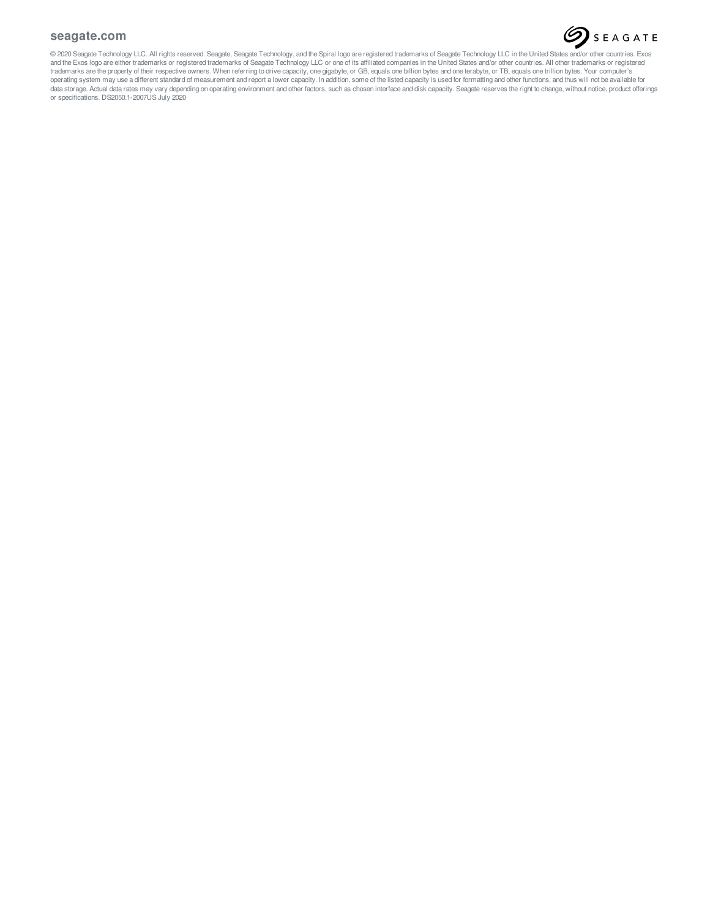**seagate.com**

© 2020 Seagate Technology LLC. All rights reserved. Seagate, Seagate Technology, and the Spiral logo are registered trademarks of Seagate Technology LLC in the United States and/or other countries. Exos and the Exos logo are either trademarks or registered trademarks of Seagate Technology LLC or one of its affiliated companies in the United States and/or other countries. All other trademarks or registered trademarks are the property of their respective owners. When referring to drive capacity, one gigabyte, or GB, equals one billion bytes and one terabyte, or TB, equals one trillion bytes. Your computer's operating system may use a different standard of measurement and report a lower capacity. In addition, some of the listed capacity is used for formatting and other functions, and thus will not be available for data storage. Actual data rates may vary depending on operating environment and other factors, such as chosen interface and disk capacity. Seagate reserves the right to change, without notice, product offerings or specifications. DS2050.1-2007US July 2020